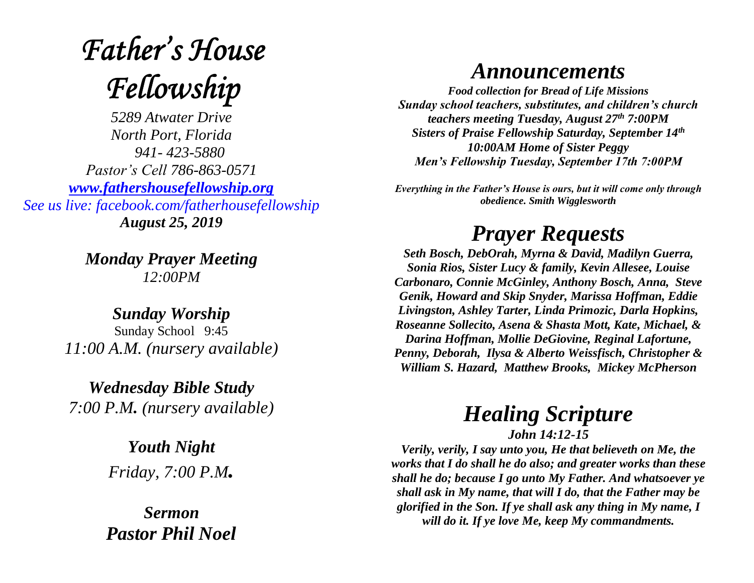# *Father's House Fellowship*

*5289 Atwater Drive*
*North Port, Florida*
*941- 423-5880*
*Pastor's Cell 786-863-0571*
*www.fathershousefellowship.org*
*See us live: facebook.com/fatherhousefellowship*
***August 25, 2019***

***Monday Prayer Meeting***
*12:00PM*

***Sunday Worship***
Sunday School 9:45
*11:00 A.M. (nursery available)*

***Wednesday Bible Study***
*7:00 P.M. (nursery available)*

***Youth Night***
*Friday, 7:00 P.M.*

***Sermon***
***Pastor Phil Noel***

## *Announcements*

***Food collection for Bread of Life Missions***
***Sunday school teachers, substitutes, and children's church teachers meeting Tuesday, August 27th 7:00PM***
***Sisters of Praise Fellowship Saturday, September 14th 10:00AM Home of Sister Peggy***
***Men's Fellowship Tuesday, September 17th 7:00PM***

***Everything in the Father's House is ours, but it will come only through obedience. Smith Wigglesworth***

## *Prayer Requests*

***Seth Bosch, DebOrah, Myrna & David, Madilyn Guerra, Sonia Rios, Sister Lucy & family, Kevin Allesee, Louise Carbonaro, Connie McGinley, Anthony Bosch, Anna, Steve Genik, Howard and Skip Snyder, Marissa Hoffman, Eddie Livingston, Ashley Tarter, Linda Primozic, Darla Hopkins, Roseanne Sollecito, Asena & Shasta Mott, Kate, Michael, & Darina Hoffman, Mollie DeGiovine, Reginal Lafortune, Penny, Deborah, Ilysa & Alberto Weissfisch, Christopher & William S. Hazard, Matthew Brooks, Mickey McPherson***

## *Healing Scripture*

***John 14:12-15***

***Verily, verily, I say unto you, He that believeth on Me, the works that I do shall he do also; and greater works than these shall he do; because I go unto My Father. And whatsoever ye shall ask in My name, that will I do, that the Father may be glorified in the Son. If ye shall ask any thing in My name, I will do it. If ye love Me, keep My commandments.***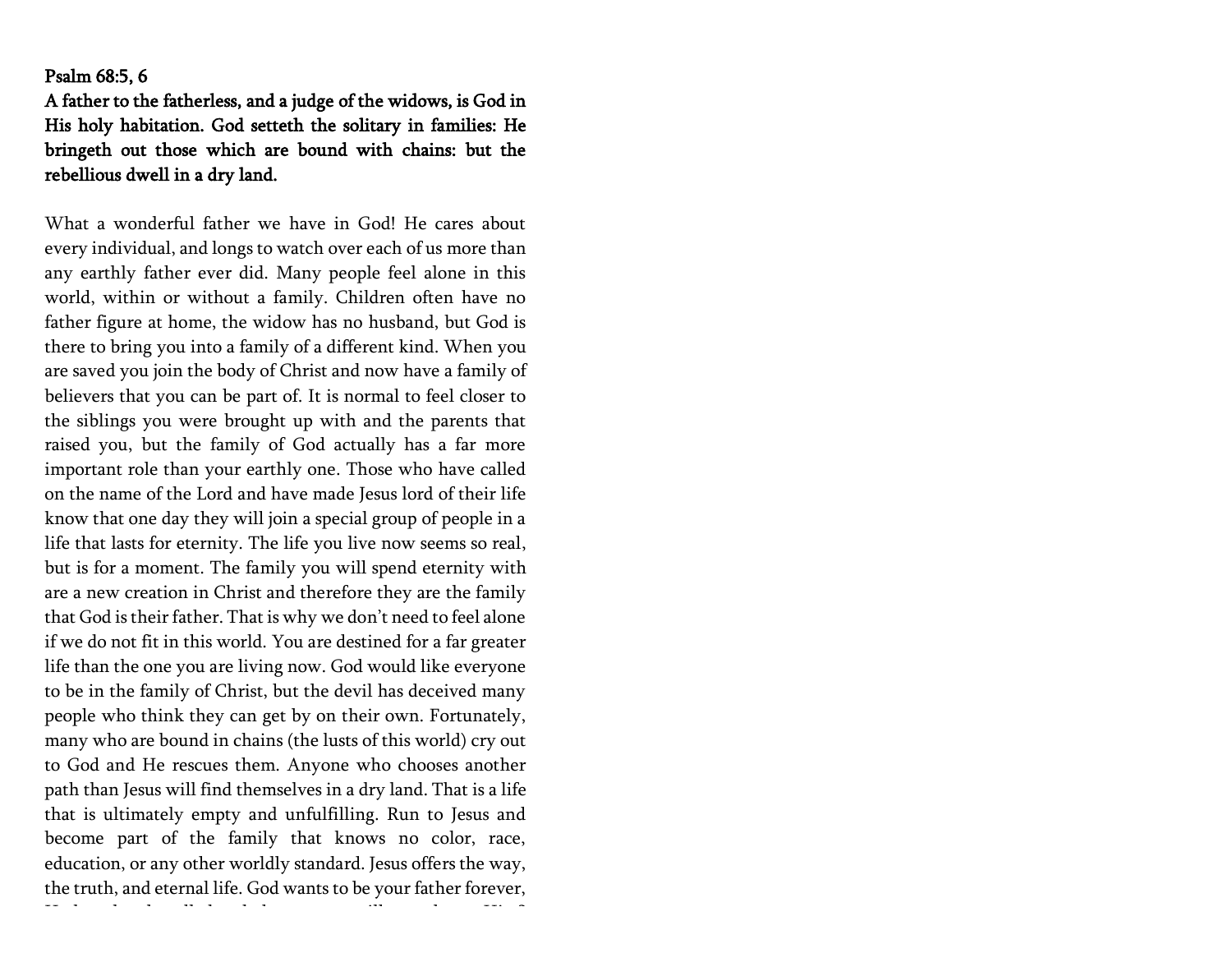**Psalm 68:5, 6**
**A father to the fatherless, and a judge of the widows, is God in His holy habitation. God setteth the solitary in families: He bringeth out those which are bound with chains: but the rebellious dwell in a dry land.**

What a wonderful father we have in God! He cares about every individual, and longs to watch over each of us more than any earthly father ever did. Many people feel alone in this world, within or without a family. Children often have no father figure at home, the widow has no husband, but God is there to bring you into a family of a different kind. When you are saved you join the body of Christ and now have a family of believers that you can be part of. It is normal to feel closer to the siblings you were brought up with and the parents that raised you, but the family of God actually has a far more important role than your earthly one. Those who have called on the name of the Lord and have made Jesus lord of their life know that one day they will join a special group of people in a life that lasts for eternity. The life you live now seems so real, but is for a moment. The family you will spend eternity with are a new creation in Christ and therefore they are the family that God is their father. That is why we don't need to feel alone if we do not fit in this world. You are destined for a far greater life than the one you are living now. God would like everyone to be in the family of Christ, but the devil has deceived many people who think they can get by on their own. Fortunately, many who are bound in chains (the lusts of this world) cry out to God and He rescues them. Anyone who chooses another path than Jesus will find themselves in a dry land. That is a life that is ultimately empty and unfulfilling. Run to Jesus and become part of the family that knows no color, race, education, or any other worldly standard. Jesus offers the way, the truth, and eternal life. God wants to be your father forever,